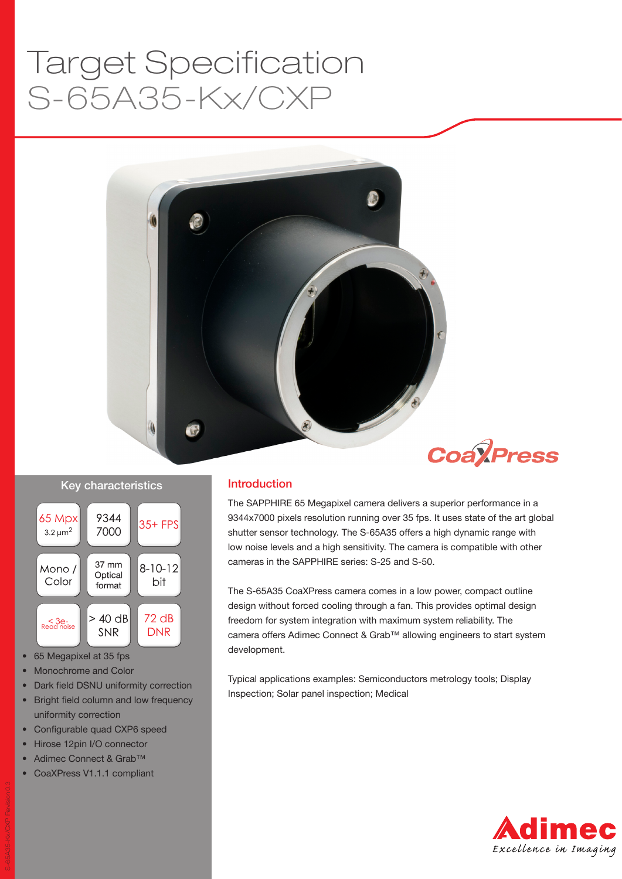# Target Specification
# S-65A35-Kx/CXP

## Key characteristics

| | | |
|---|---|---|
| 65 Mpx 3.2 $\mu m^2$ | 9344 7000 | 35+ FPS |
| Mono / Color | 37 mm Optical format | 8-10-12 bit |
| < 3e- Read noise | > 40 dB SNR | 72 dB DNR |

- 65 Megapixel at 35 fps
- Monochrome and Color
- Dark field DSNU uniformity correction
- Bright field column and low frequency uniformity correction
- Configurable quad CXP6 speed
- Hirose 12pin I/O connector
- Adimec Connect & Grab™
- CoaXPress V1.1.1 compliant

## Introduction

The SAPPHIRE 65 Megapixel camera delivers a superior performance in a 9344x7000 pixels resolution running over 35 fps. It uses state of the art global shutter sensor technology. The S-65A35 offers a high dynamic range with low noise levels and a high sensitivity. The camera is compatible with other cameras in the SAPPHIRE series: S-25 and S-50.

The S-65A35 CoaXPress camera comes in a low power, compact outline design without forced cooling through a fan. This provides optimal design freedom for system integration with maximum system reliability. The camera offers Adimec Connect & Grab™ allowing engineers to start system development.

Typical applications examples: Semiconductors metrology tools; Display Inspection; Solar panel inspection; Medical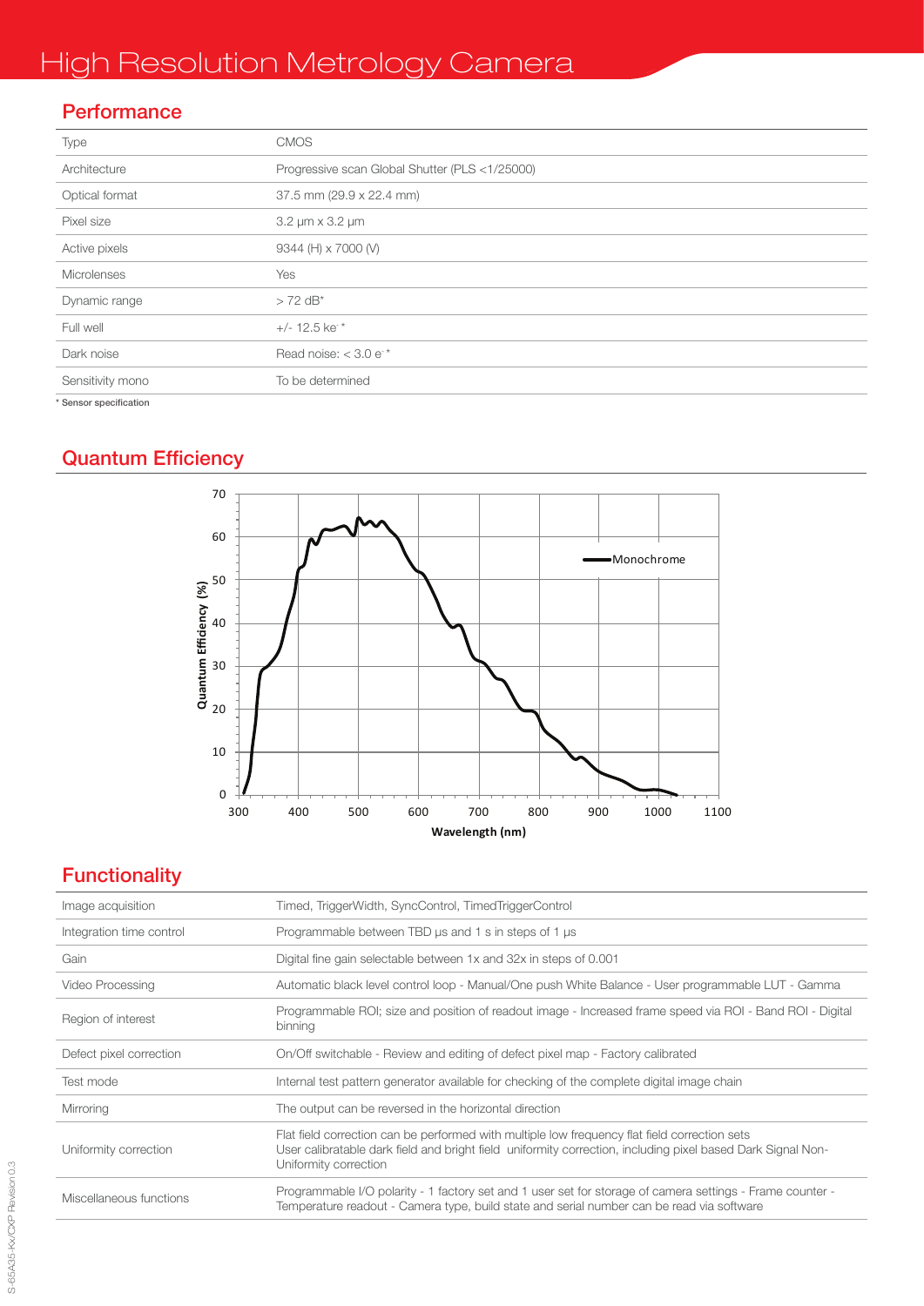# High Resolution Metrology Camera

## Performance

| | |
|---|---|
| Type | CMOS |
| Architecture | Progressive scan Global Shutter (PLS <1/25000) |
| Optical format | 37.5 mm (29.9 x 22.4 mm) |
| Pixel size | 3.2 µm x 3.2 µm |
| Active pixels | 9344 (H) x 7000 (V) |
| Microlenses | Yes |
| Dynamic range | > 72 dB* |
| Full well | +/- 12.5 ke$^-$ * |
| Dark noise | Read noise: < 3.0 e$^-$ * |
| Sensitivity mono | To be determined |

* Sensor specification

## Quantum Efficiency

## Functionality

| | |
|---|---|
| Image acquisition | Timed, TriggerWidth, SyncControl, TimedTriggerControl |
| Integration time control | Programmable between TBD µs and 1 s in steps of 1 µs |
| Gain | Digital fine gain selectable between 1x and 32x in steps of 0.001 |
| Video Processing | Automatic black level control loop - Manual/One push White Balance - User programmable LUT - Gamma |
| Region of interest | Programmable ROI; size and position of readout image - Increased frame speed via ROI - Band ROI - Digital binning |
| Defect pixel correction | On/Off switchable - Review and editing of defect pixel map - Factory calibrated |
| Test mode | Internal test pattern generator available for checking of the complete digital image chain |
| Mirroring | The output can be reversed in the horizontal direction |
| Uniformity correction | Flat field correction can be performed with multiple low frequency flat field correction sets<br>User calibratable dark field and bright field uniformity correction, including pixel based Dark Signal Non-Uniformity correction |
| Miscellaneous functions | Programmable I/O polarity - 1 factory set and 1 user set for storage of camera settings - Frame counter - Temperature readout - Camera type, build state and serial number can be read via software |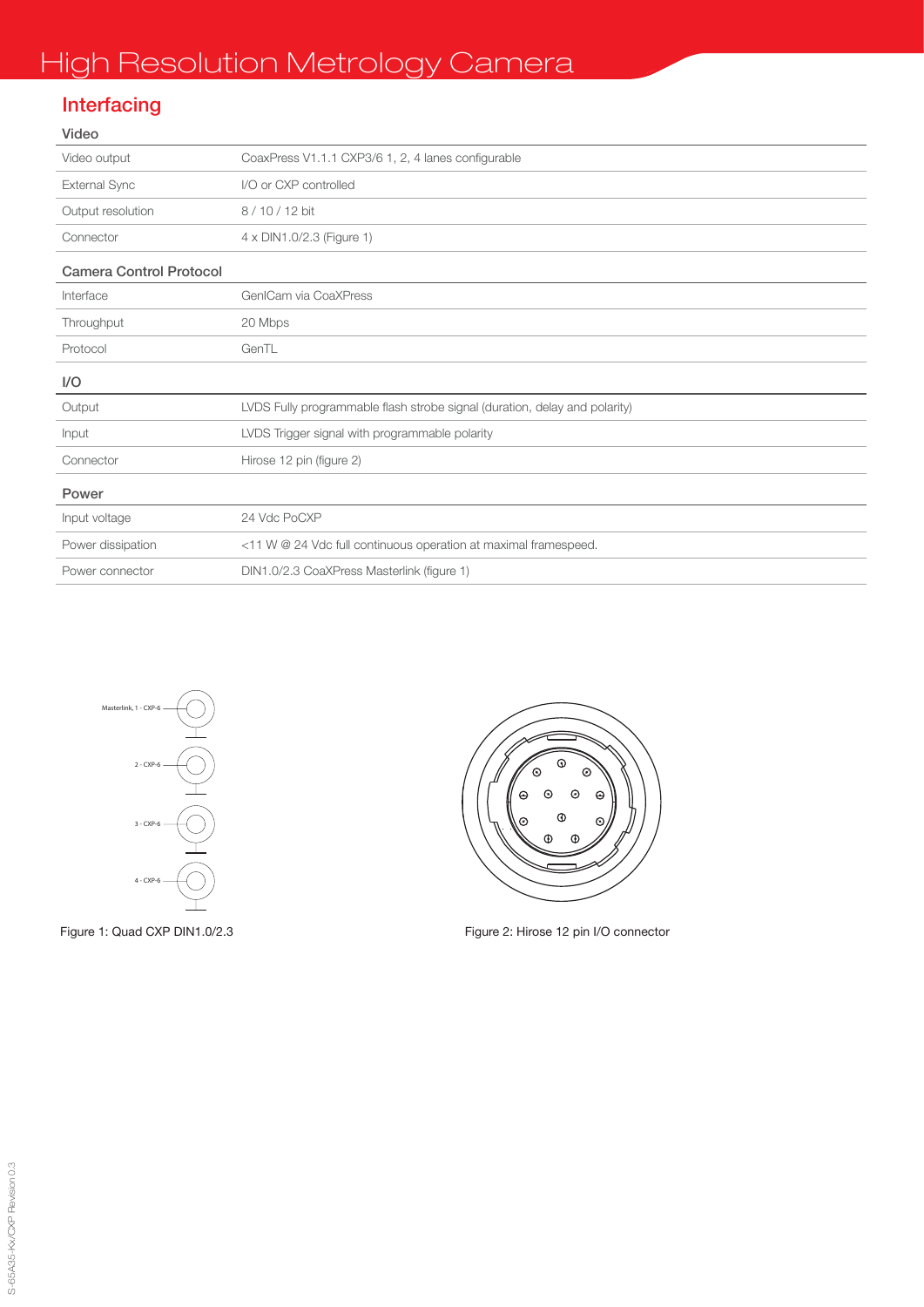# High Resolution Metrology Camera

## Interfacing

### Video

| | |
|---|---|
| Video output | CoaxPress V1.1.1 CXP3/6 1, 2, 4 lanes configurable |
| External Sync | I/O or CXP controlled |
| Output resolution | 8 / 10 / 12 bit |
| Connector | 4 x DIN1.0/2.3 (Figure 1) |

### Camera Control Protocol

| | |
|---|---|
| Interface | GenICam via CoaXPress |
| Throughput | 20 Mbps |
| Protocol | GenTL |

### I/O

| | |
|---|---|
| Output | LVDS Fully programmable flash strobe signal (duration, delay and polarity) |
| Input | LVDS Trigger signal with programmable polarity |
| Connector | Hirose 12 pin (figure 2) |

### Power

| | |
|---|---|
| Input voltage | 24 Vdc PoCXP |
| Power dissipation | <11 W @ 24 Vdc full continuous operation at maximal framespeed. |
| Power connector | DIN1.0/2.3 CoaXPress Masterlink (figure 1) |

Masterlink, 1 - CXP-6

2 - CXP-6

3 - CXP-6

4 - CXP-6

Figure 1: Quad CXP DIN1.0/2.3

Figure 2: Hirose 12 pin I/O connector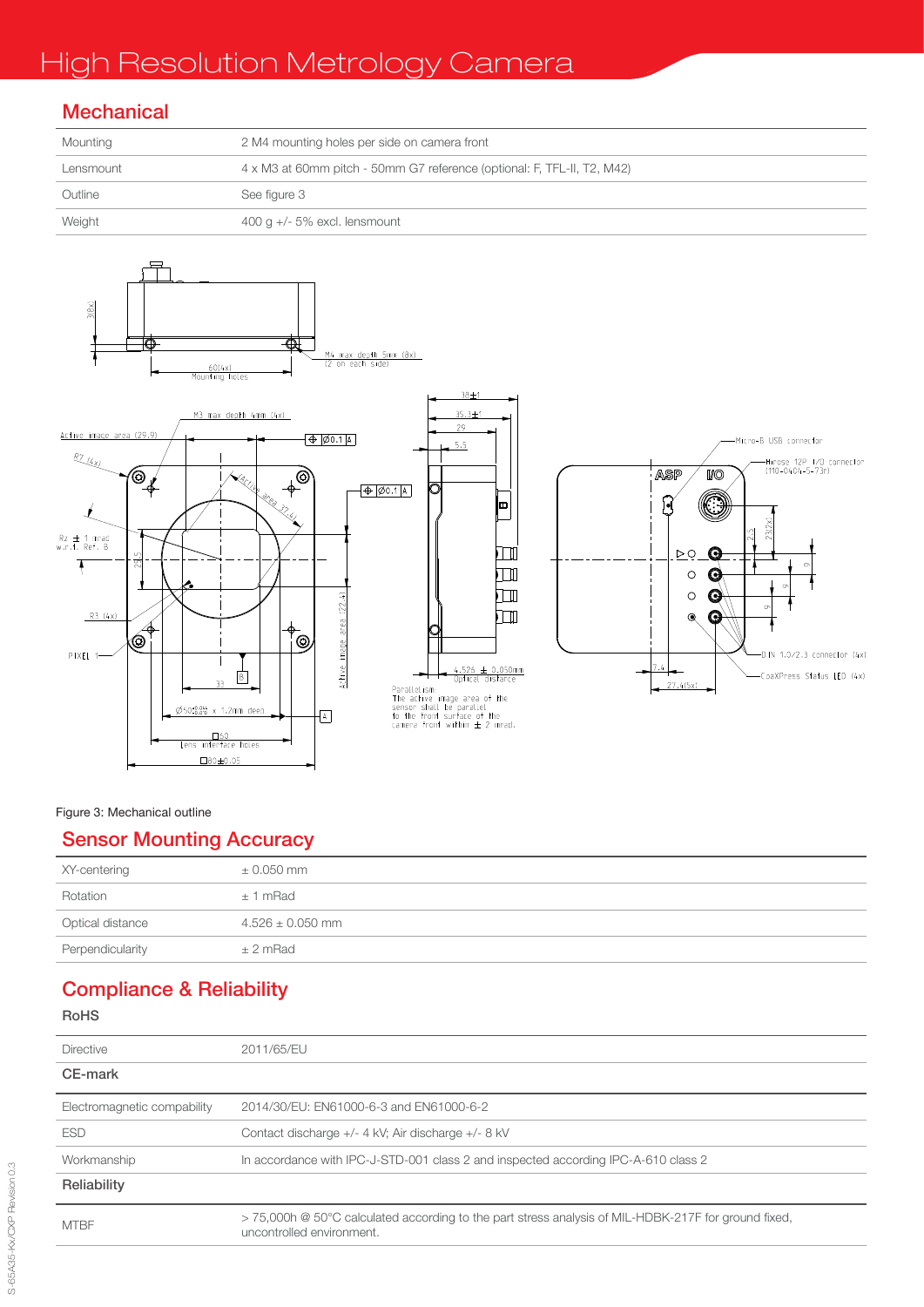# High Resolution Metrology Camera

## Mechanical

| | |
|---|---|
| Mounting | 2 M4 mounting holes per side on camera front |
| Lensmount | 4 x M3 at 60mm pitch - 50mm G7 reference (optional: F, TFL-II, T2, M42) |
| Outline | See figure 3 |
| Weight | 400 g +/- 5% excl. lensmount |

Figure 3: Mechanical outline

## Sensor Mounting Accuracy

| | |
|---|---|
| XY-centering | ± 0.050 mm |
| Rotation | ± 1 mRad |
| Optical distance | 4.526 ± 0.050 mm |
| Perpendicularity | ± 2 mRad |

## Compliance & Reliability

### RoHS

| | |
|---|---|
| Directive | 2011/65/EU |

### CE-mark

| | |
|---|---|
| Electromagnetic compability | 2014/30/EU: EN61000-6-3 and EN61000-6-2 |
| ESD | Contact discharge +/- 4 kV; Air discharge +/- 8 kV |
| Workmanship | In accordance with IPC-J-STD-001 class 2 and inspected according IPC-A-610 class 2 |

### Reliability

| | |
|---|---|
| MTBF | > 75,000h @ 50°C calculated according to the part stress analysis of MIL-HDBK-217F for ground fixed, uncontrolled environment. |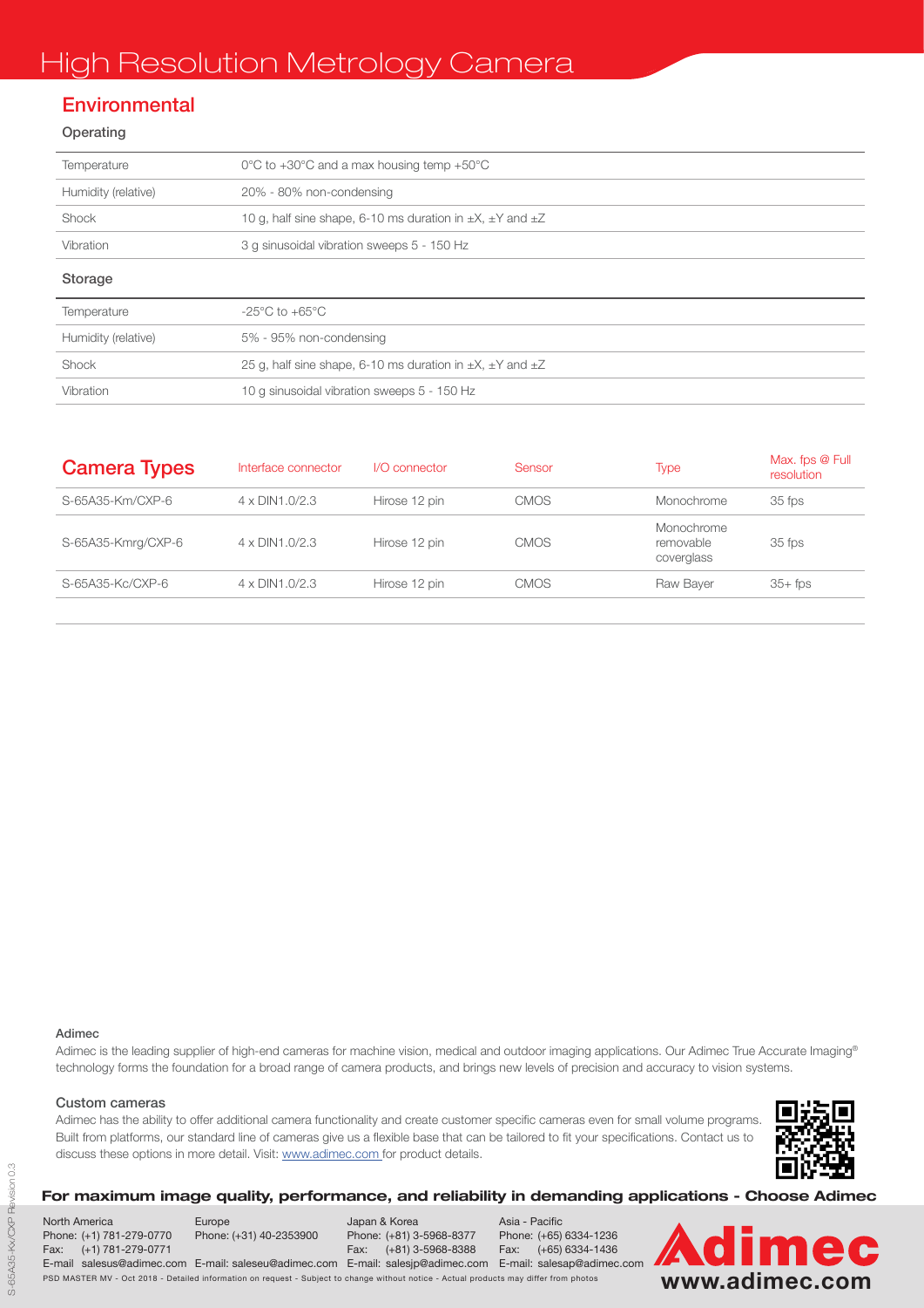# High Resolution Metrology Camera

## Environmental

### Operating

| | |
|---|---|
| Temperature | 0°C to +30°C and a max housing temp +50°C |
| Humidity (relative) | 20% - 80% non-condensing |
| Shock | 10 g, half sine shape, 6-10 ms duration in ±X, ±Y and ±Z |
| Vibration | 3 g sinusoidal vibration sweeps 5 - 150 Hz |

### Storage

| | |
|---|---|
| Temperature | -25°C to +65°C |
| Humidity (relative) | 5% - 95% non-condensing |
| Shock | 25 g, half sine shape, 6-10 ms duration in ±X, ±Y and ±Z |
| Vibration | 10 g sinusoidal vibration sweeps 5 - 150 Hz |

## Camera Types

| Camera Types | Interface connector | I/O connector | Sensor | Type | Max. fps @ Full resolution |
|---|---|---|---|---|---|
| S-65A35-Km/CXP-6 | 4 x DIN1.0/2.3 | Hirose 12 pin | CMOS | Monochrome | 35 fps |
| S-65A35-Kmrg/CXP-6 | 4 x DIN1.0/2.3 | Hirose 12 pin | CMOS | Monochrome removable coverglass | 35 fps |
| S-65A35-Kc/CXP-6 | 4 x DIN1.0/2.3 | Hirose 12 pin | CMOS | Raw Bayer | 35+ fps |

### Adimec

Adimec is the leading supplier of high-end cameras for machine vision, medical and outdoor imaging applications. Our Adimec True Accurate Imaging® technology forms the foundation for a broad range of camera products, and brings new levels of precision and accuracy to vision systems.

### Custom cameras

Adimec has the ability to offer additional camera functionality and create customer specific cameras even for small volume programs. Built from platforms, our standard line of cameras give us a flexible base that can be tailored to fit your specifications. Contact us to discuss these options in more detail. Visit: www.adimec.com for product details.

**For maximum image quality, performance, and reliability in demanding applications - Choose Adimec**

| North America | Europe | Japan & Korea | Asia - Pacific |
|---|---|---|---|
| Phone: (+1) 781-279-0770 | Phone: (+31) 40-2353900 | Phone: (+81) 3-5968-8377 | Phone: (+65) 6334-1236 |
| Fax: (+1) 781-279-0771 | | Fax: (+81) 3-5968-8388 | Fax: (+65) 6334-1436 |
| E-mail salesus@adimec.com | E-mail: saleseu@adimec.com | E-mail: salesjp@adimec.com | E-mail: salesap@adimec.com |

PSD MASTER MV - Oct 2018 - Detailed information on request - Subject to change without notice - Actual products may differ from photos

Adimec
www.adimec.com

S-65A35-Kx/CXP Revision 0.3